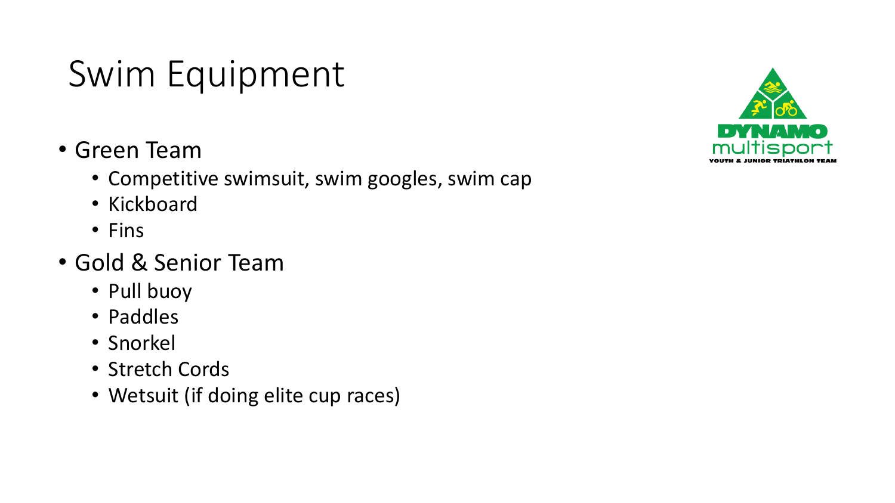# Swim Equipment

- Green Team
  - Competitive swimsuit, swim googles, swim cap
  - Kickboard
  - Fins
- Gold & Senior Team
  - Pull buoy
  - Paddles
  - Snorkel
  - Stretch Cords
  - Wetsuit (if doing elite cup races)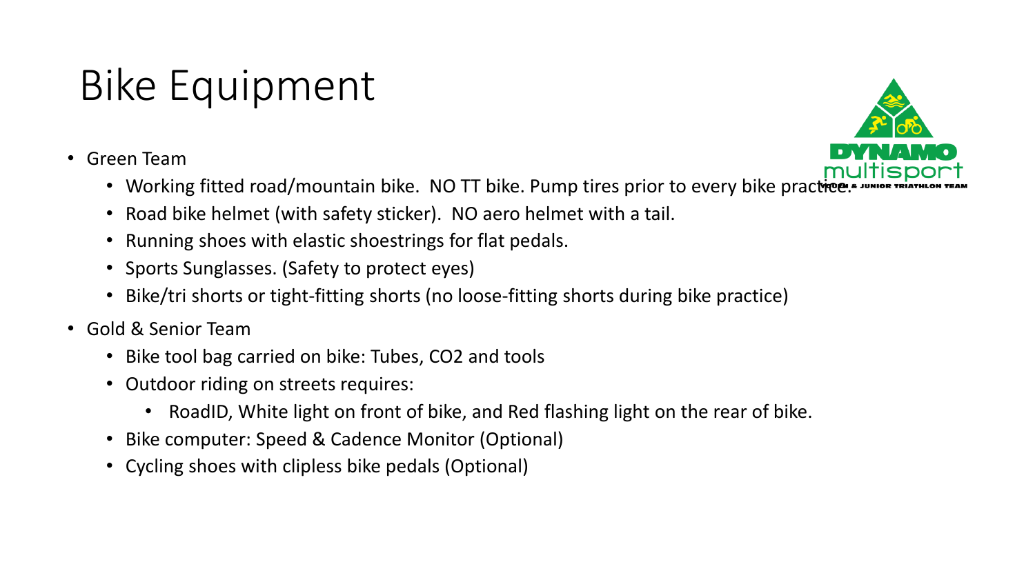# Bike Equipment

- Green Team
  - Working fitted road/mountain bike. NO TT bike. Pump tires prior to every bike practice.
  - Road bike helmet (with safety sticker). NO aero helmet with a tail.
  - Running shoes with elastic shoestrings for flat pedals.
  - Sports Sunglasses. (Safety to protect eyes)
  - Bike/tri shorts or tight-fitting shorts (no loose-fitting shorts during bike practice)
- Gold & Senior Team
  - Bike tool bag carried on bike: Tubes, CO2 and tools
  - Outdoor riding on streets requires:
    - RoadID, White light on front of bike, and Red flashing light on the rear of bike.
  - Bike computer: Speed & Cadence Monitor (Optional)
  - Cycling shoes with clipless bike pedals (Optional)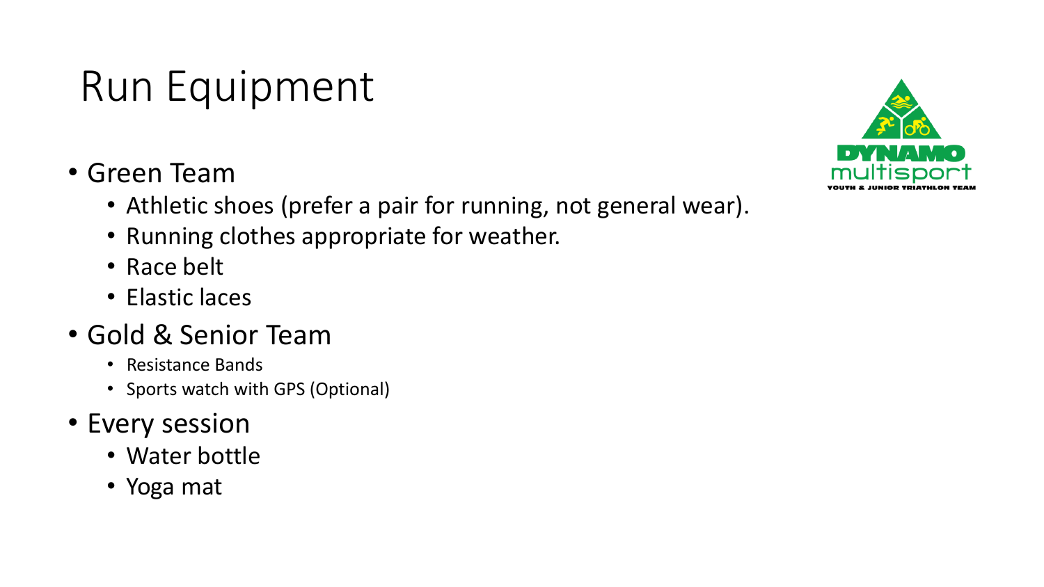# Run Equipment

- Green Team
  - Athletic shoes (prefer a pair for running, not general wear).
  - Running clothes appropriate for weather.
  - Race belt
  - Elastic laces
- Gold & Senior Team
  - Resistance Bands
  - Sports watch with GPS (Optional)
- Every session
  - Water bottle
  - Yoga mat